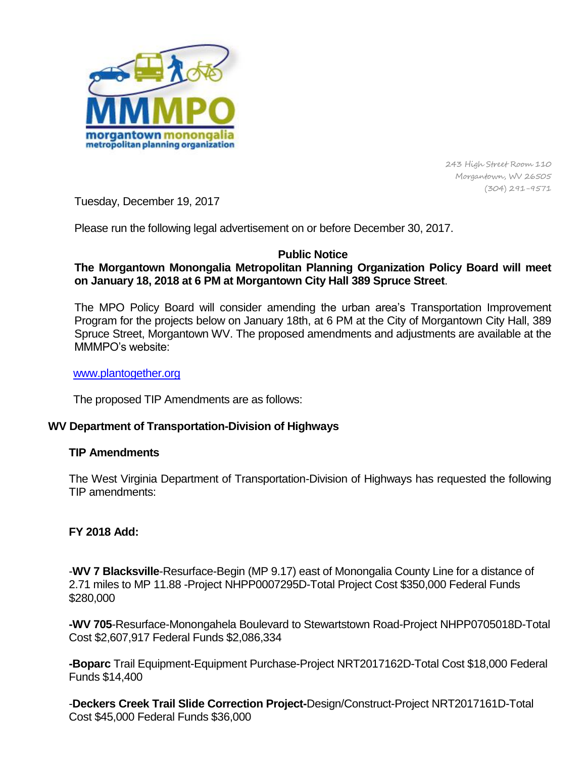**MMMPO**
**morgantown monongalia metropolitan planning organization**

243 High Street Room 110
Morgantown, WV 26505
(304) 291-9571

Tuesday, December 19, 2017

Please run the following legal advertisement on or before December 30, 2017.

**Public Notice**

**The Morgantown Monongalia Metropolitan Planning Organization Policy Board will meet on January 18, 2018 at 6 PM at Morgantown City Hall 389 Spruce Street**.

The MPO Policy Board will consider amending the urban area's Transportation Improvement Program for the projects below on January 18th, at 6 PM at the City of Morgantown City Hall, 389 Spruce Street, Morgantown WV. The proposed amendments and adjustments are available at the MMMPO's website:

www.plantogether.org

The proposed TIP Amendments are as follows:

**WV Department of Transportation-Division of Highways**

**TIP Amendments**

The West Virginia Department of Transportation-Division of Highways has requested the following TIP amendments:

**FY 2018 Add:**

-**WV 7 Blacksville**-Resurface-Begin (MP 9.17) east of Monongalia County Line for a distance of 2.71 miles to MP 11.88 -Project NHPP0007295D-Total Project Cost $350,000 Federal Funds $280,000

**-WV 705**-Resurface-Monongahela Boulevard to Stewartstown Road-Project NHPP0705018D-Total Cost $2,607,917 Federal Funds $2,086,334

**-Boparc** Trail Equipment-Equipment Purchase-Project NRT2017162D-Total Cost $18,000 Federal Funds $14,400

-**Deckers Creek Trail Slide Correction Project-**Design/Construct-Project NRT2017161D-Total Cost $45,000 Federal Funds $36,000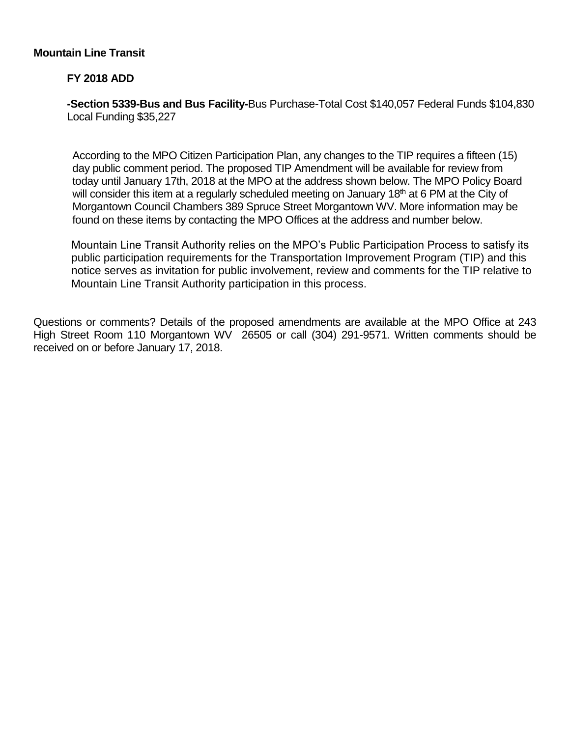**Mountain Line Transit**

**FY 2018 ADD**

**-Section 5339-Bus and Bus Facility-**Bus Purchase-Total Cost $140,057 Federal Funds $104,830 Local Funding $35,227

According to the MPO Citizen Participation Plan, any changes to the TIP requires a fifteen (15) day public comment period. The proposed TIP Amendment will be available for review from today until January 17th, 2018 at the MPO at the address shown below. The MPO Policy Board will consider this item at a regularly scheduled meeting on January 18th at 6 PM at the City of Morgantown Council Chambers 389 Spruce Street Morgantown WV. More information may be found on these items by contacting the MPO Offices at the address and number below.

Mountain Line Transit Authority relies on the MPO's Public Participation Process to satisfy its public participation requirements for the Transportation Improvement Program (TIP) and this notice serves as invitation for public involvement, review and comments for the TIP relative to Mountain Line Transit Authority participation in this process.

Questions or comments? Details of the proposed amendments are available at the MPO Office at 243 High Street Room 110 Morgantown WV 26505 or call (304) 291-9571. Written comments should be received on or before January 17, 2018.